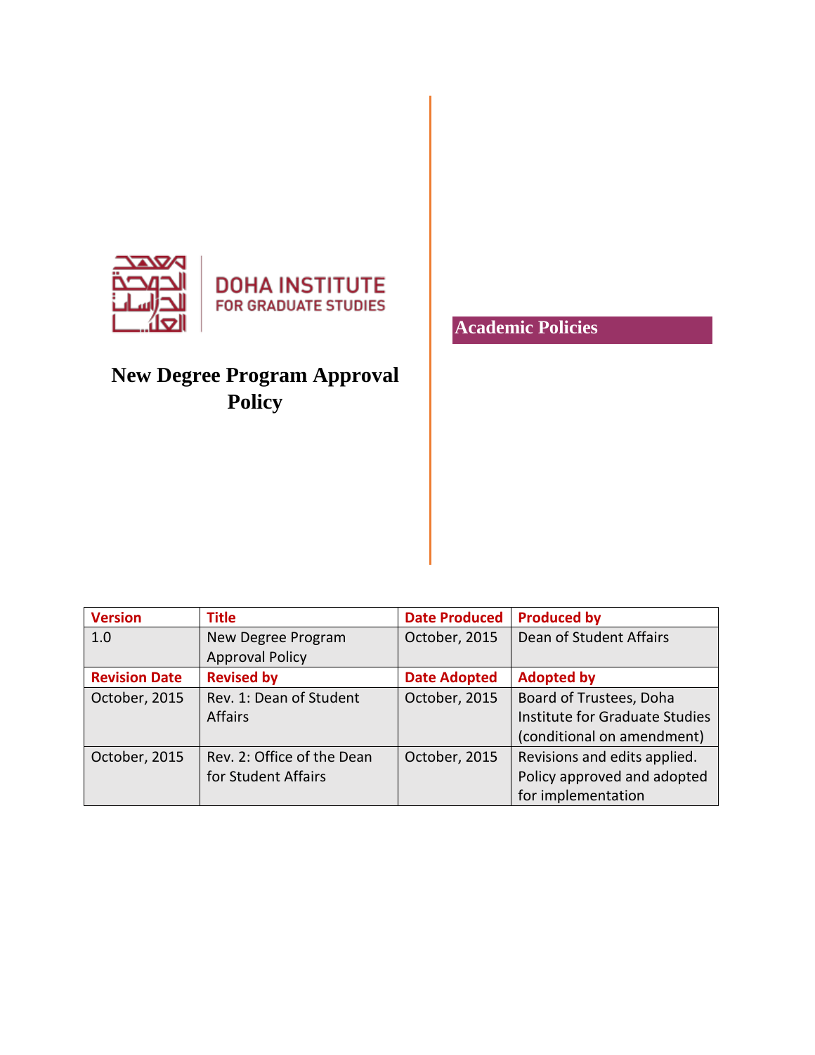DOHA INSTITUTE
FOR GRADUATE STUDIES

# New Degree Program Approval Policy

**Academic Policies**

| Version | Title | Date Produced | Produced by |
|---|---|---|---|
| 1.0 | New Degree Program Approval Policy | October, 2015 | Dean of Student Affairs |
| **Revision Date** | **Revised by** | **Date Adopted** | **Adopted by** |
| October, 2015 | Rev. 1: Dean of Student Affairs | October, 2015 | Board of Trustees, Doha Institute for Graduate Studies (conditional on amendment) |
| October, 2015 | Rev. 2: Office of the Dean for Student Affairs | October, 2015 | Revisions and edits applied. Policy approved and adopted for implementation |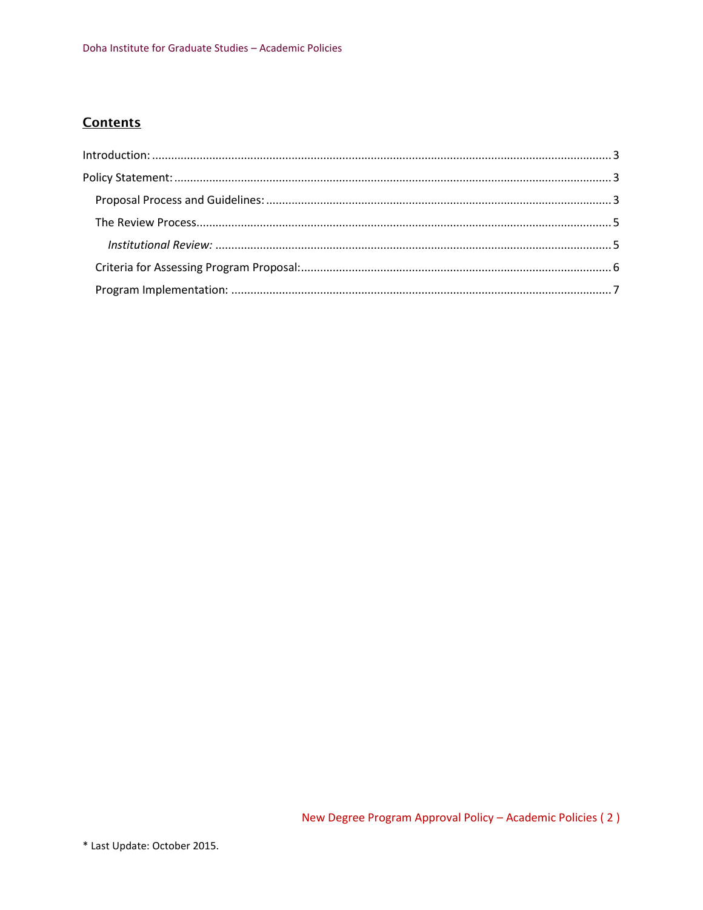## Contents

Introduction: ........................................................................................................................................ 3

Policy Statement: ................................................................................................................................. 3

- Proposal Process and Guidelines: ..................................................................................................... 3
- The Review Process.......................................................................................................................... 5
  - *Institutional Review:* ................................................................................................................. 5
- Criteria for Assessing Program Proposal:........................................................................................... 6
- Program Implementation: ............................................................................................................... 7

* Last Update: October 2015.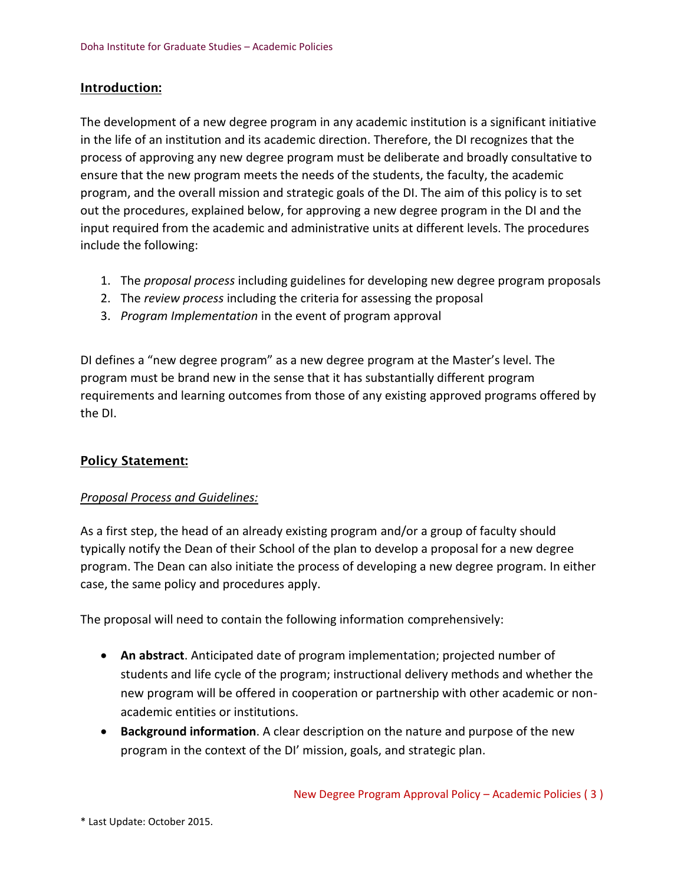## Introduction:

The development of a new degree program in any academic institution is a significant initiative in the life of an institution and its academic direction. Therefore, the DI recognizes that the process of approving any new degree program must be deliberate and broadly consultative to ensure that the new program meets the needs of the students, the faculty, the academic program, and the overall mission and strategic goals of the DI. The aim of this policy is to set out the procedures, explained below, for approving a new degree program in the DI and the input required from the academic and administrative units at different levels. The procedures include the following:

1. The *proposal process* including guidelines for developing new degree program proposals
2. The *review process* including the criteria for assessing the proposal
3. *Program Implementation* in the event of program approval

DI defines a "new degree program" as a new degree program at the Master's level. The program must be brand new in the sense that it has substantially different program requirements and learning outcomes from those of any existing approved programs offered by the DI.

## Policy Statement:

### *Proposal Process and Guidelines:*

As a first step, the head of an already existing program and/or a group of faculty should typically notify the Dean of their School of the plan to develop a proposal for a new degree program. The Dean can also initiate the process of developing a new degree program. In either case, the same policy and procedures apply.

The proposal will need to contain the following information comprehensively:

- **An abstract**. Anticipated date of program implementation; projected number of students and life cycle of the program; instructional delivery methods and whether the new program will be offered in cooperation or partnership with other academic or non-academic entities or institutions.
- **Background information**. A clear description on the nature and purpose of the new program in the context of the DI' mission, goals, and strategic plan.

\* Last Update: October 2015.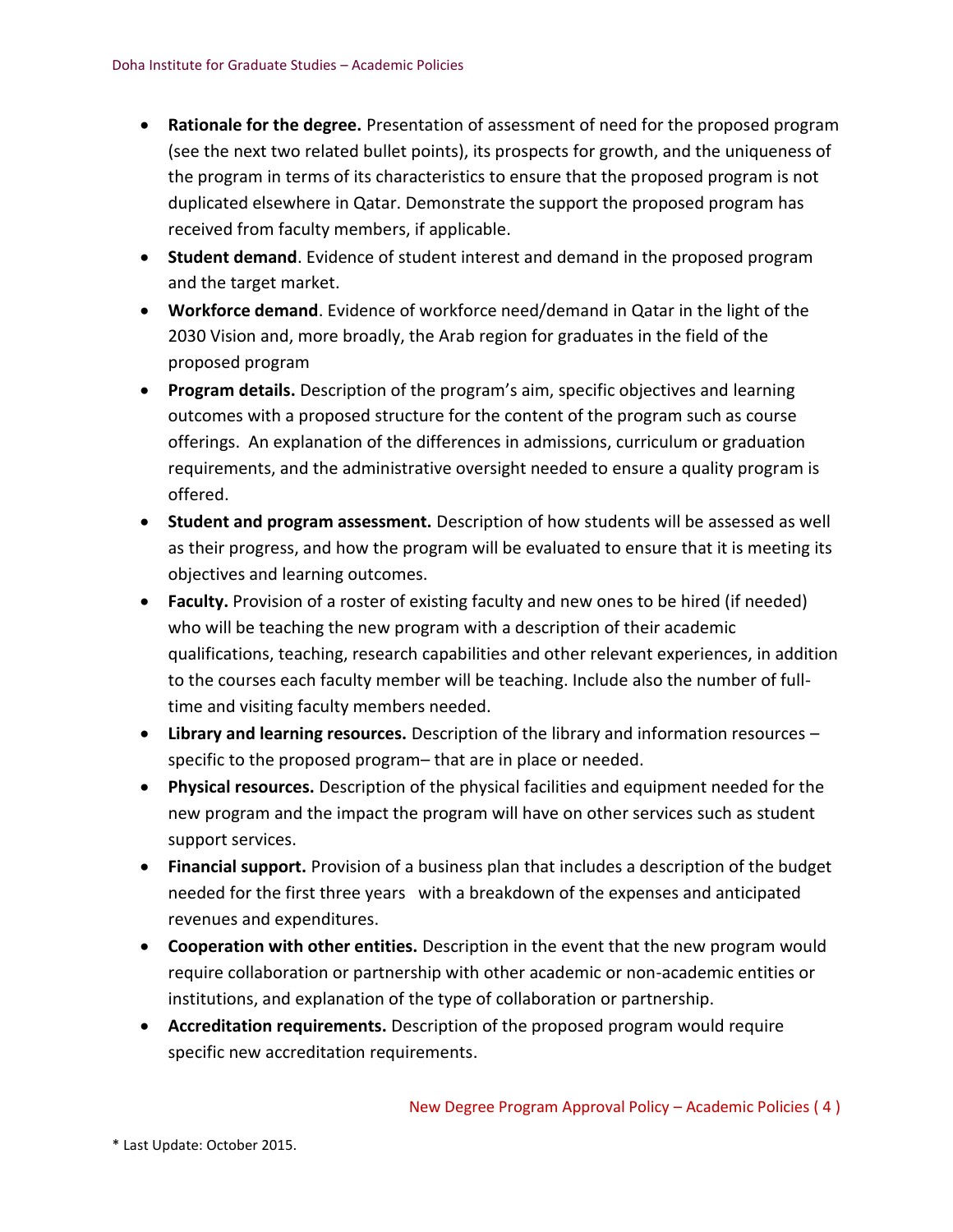- **Rationale for the degree.** Presentation of assessment of need for the proposed program (see the next two related bullet points), its prospects for growth, and the uniqueness of the program in terms of its characteristics to ensure that the proposed program is not duplicated elsewhere in Qatar. Demonstrate the support the proposed program has received from faculty members, if applicable.
- **Student demand**. Evidence of student interest and demand in the proposed program and the target market.
- **Workforce demand**. Evidence of workforce need/demand in Qatar in the light of the 2030 Vision and, more broadly, the Arab region for graduates in the field of the proposed program
- **Program details.** Description of the program's aim, specific objectives and learning outcomes with a proposed structure for the content of the program such as course offerings. An explanation of the differences in admissions, curriculum or graduation requirements, and the administrative oversight needed to ensure a quality program is offered.
- **Student and program assessment.** Description of how students will be assessed as well as their progress, and how the program will be evaluated to ensure that it is meeting its objectives and learning outcomes.
- **Faculty.** Provision of a roster of existing faculty and new ones to be hired (if needed) who will be teaching the new program with a description of their academic qualifications, teaching, research capabilities and other relevant experiences, in addition to the courses each faculty member will be teaching. Include also the number of full-time and visiting faculty members needed.
- **Library and learning resources.** Description of the library and information resources – specific to the proposed program– that are in place or needed.
- **Physical resources.** Description of the physical facilities and equipment needed for the new program and the impact the program will have on other services such as student support services.
- **Financial support.** Provision of a business plan that includes a description of the budget needed for the first three years with a breakdown of the expenses and anticipated revenues and expenditures.
- **Cooperation with other entities.** Description in the event that the new program would require collaboration or partnership with other academic or non-academic entities or institutions, and explanation of the type of collaboration or partnership.
- **Accreditation requirements.** Description of the proposed program would require specific new accreditation requirements.

\* Last Update: October 2015.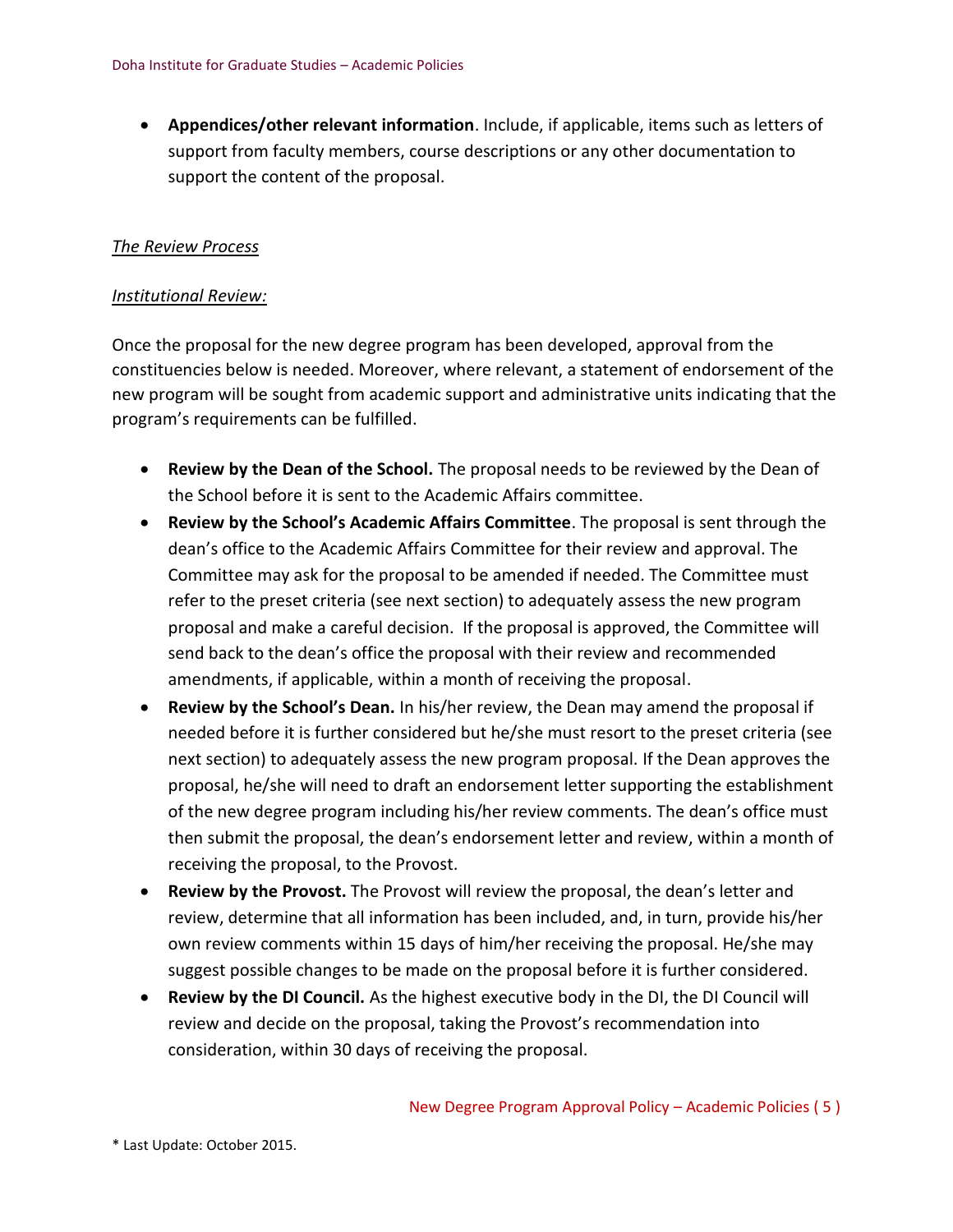- **Appendices/other relevant information**. Include, if applicable, items such as letters of support from faculty members, course descriptions or any other documentation to support the content of the proposal.

*The Review Process*

*Institutional Review:*

Once the proposal for the new degree program has been developed, approval from the constituencies below is needed. Moreover, where relevant, a statement of endorsement of the new program will be sought from academic support and administrative units indicating that the program's requirements can be fulfilled.

- **Review by the Dean of the School.** The proposal needs to be reviewed by the Dean of the School before it is sent to the Academic Affairs committee.
- **Review by the School's Academic Affairs Committee**. The proposal is sent through the dean's office to the Academic Affairs Committee for their review and approval. The Committee may ask for the proposal to be amended if needed. The Committee must refer to the preset criteria (see next section) to adequately assess the new program proposal and make a careful decision. If the proposal is approved, the Committee will send back to the dean's office the proposal with their review and recommended amendments, if applicable, within a month of receiving the proposal.
- **Review by the School's Dean.** In his/her review, the Dean may amend the proposal if needed before it is further considered but he/she must resort to the preset criteria (see next section) to adequately assess the new program proposal. If the Dean approves the proposal, he/she will need to draft an endorsement letter supporting the establishment of the new degree program including his/her review comments. The dean's office must then submit the proposal, the dean's endorsement letter and review, within a month of receiving the proposal, to the Provost.
- **Review by the Provost.** The Provost will review the proposal, the dean's letter and review, determine that all information has been included, and, in turn, provide his/her own review comments within 15 days of him/her receiving the proposal. He/she may suggest possible changes to be made on the proposal before it is further considered.
- **Review by the DI Council.** As the highest executive body in the DI, the DI Council will review and decide on the proposal, taking the Provost's recommendation into consideration, within 30 days of receiving the proposal.

* Last Update: October 2015.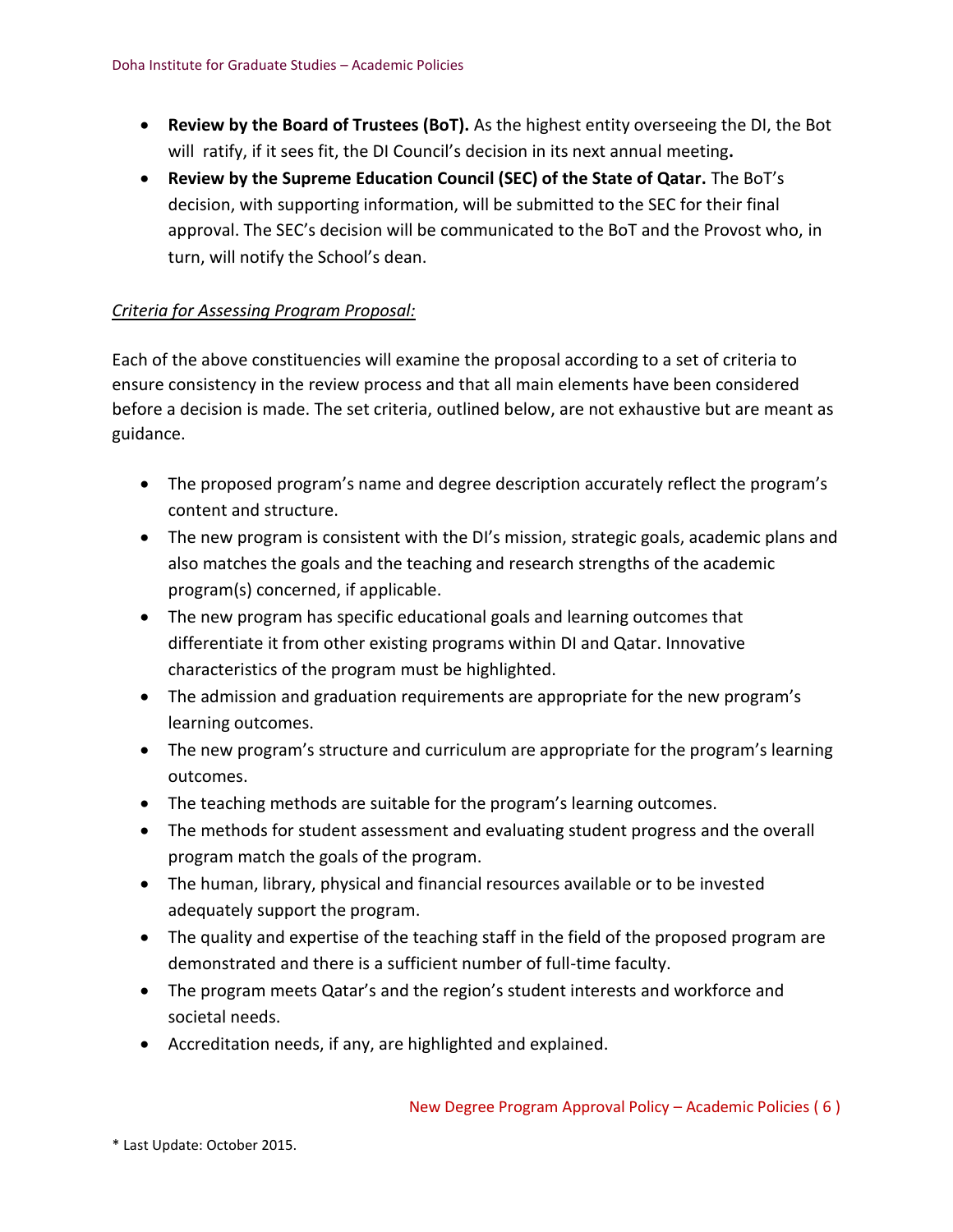- **Review by the Board of Trustees (BoT).** As the highest entity overseeing the DI, the Bot will ratify, if it sees fit, the DI Council's decision in its next annual meeting**.**
- **Review by the Supreme Education Council (SEC) of the State of Qatar.** The BoT's decision, with supporting information, will be submitted to the SEC for their final approval. The SEC's decision will be communicated to the BoT and the Provost who, in turn, will notify the School's dean.

<u>*Criteria for Assessing Program Proposal:*</u>

Each of the above constituencies will examine the proposal according to a set of criteria to ensure consistency in the review process and that all main elements have been considered before a decision is made. The set criteria, outlined below, are not exhaustive but are meant as guidance.

- The proposed program's name and degree description accurately reflect the program's content and structure.
- The new program is consistent with the DI's mission, strategic goals, academic plans and also matches the goals and the teaching and research strengths of the academic program(s) concerned, if applicable.
- The new program has specific educational goals and learning outcomes that differentiate it from other existing programs within DI and Qatar. Innovative characteristics of the program must be highlighted.
- The admission and graduation requirements are appropriate for the new program's learning outcomes.
- The new program's structure and curriculum are appropriate for the program's learning outcomes.
- The teaching methods are suitable for the program's learning outcomes.
- The methods for student assessment and evaluating student progress and the overall program match the goals of the program.
- The human, library, physical and financial resources available or to be invested adequately support the program.
- The quality and expertise of the teaching staff in the field of the proposed program are demonstrated and there is a sufficient number of full-time faculty.
- The program meets Qatar's and the region's student interests and workforce and societal needs.
- Accreditation needs, if any, are highlighted and explained.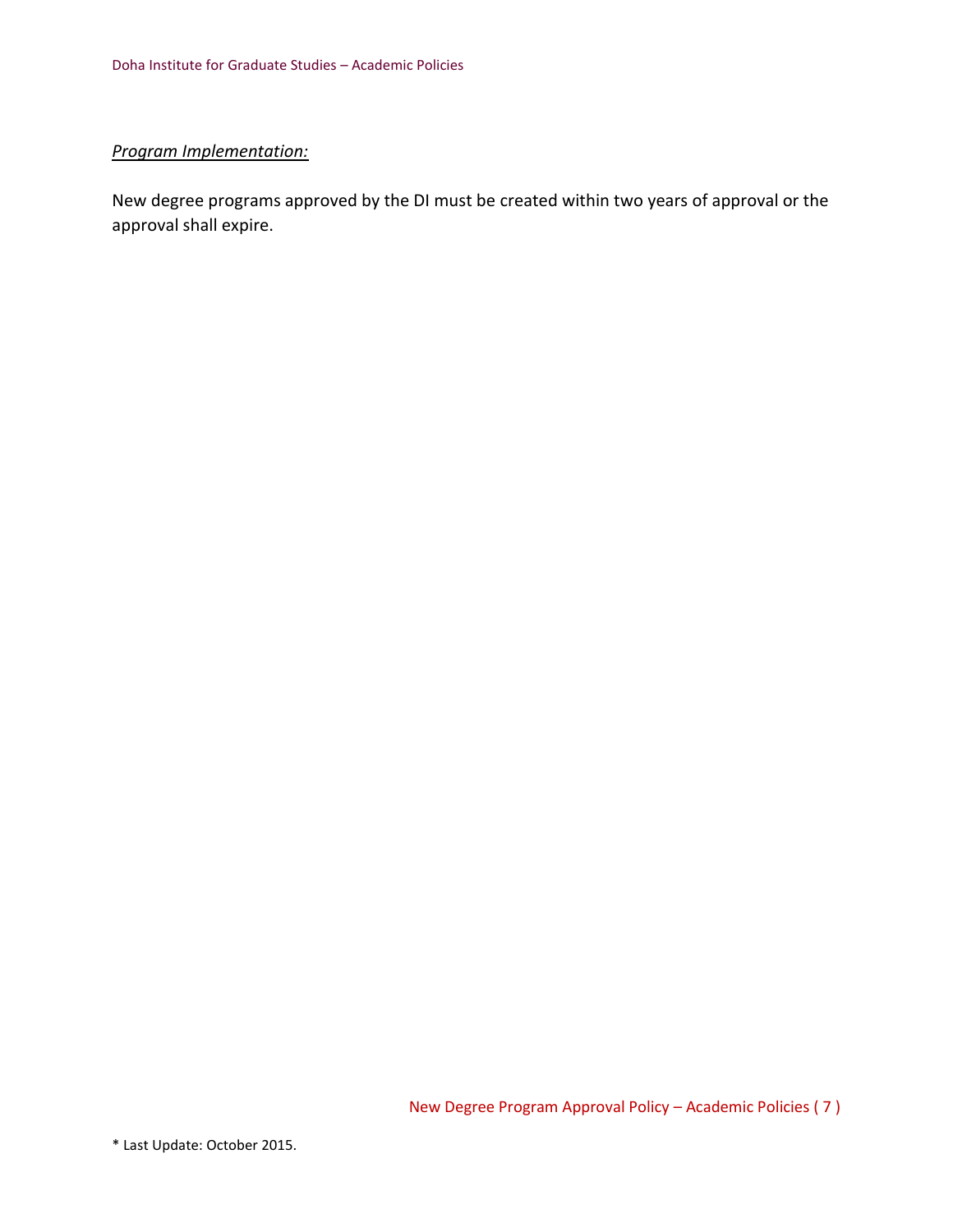*<u>Program Implementation:</u>*

New degree programs approved by the DI must be created within two years of approval or the approval shall expire.

* Last Update: October 2015.